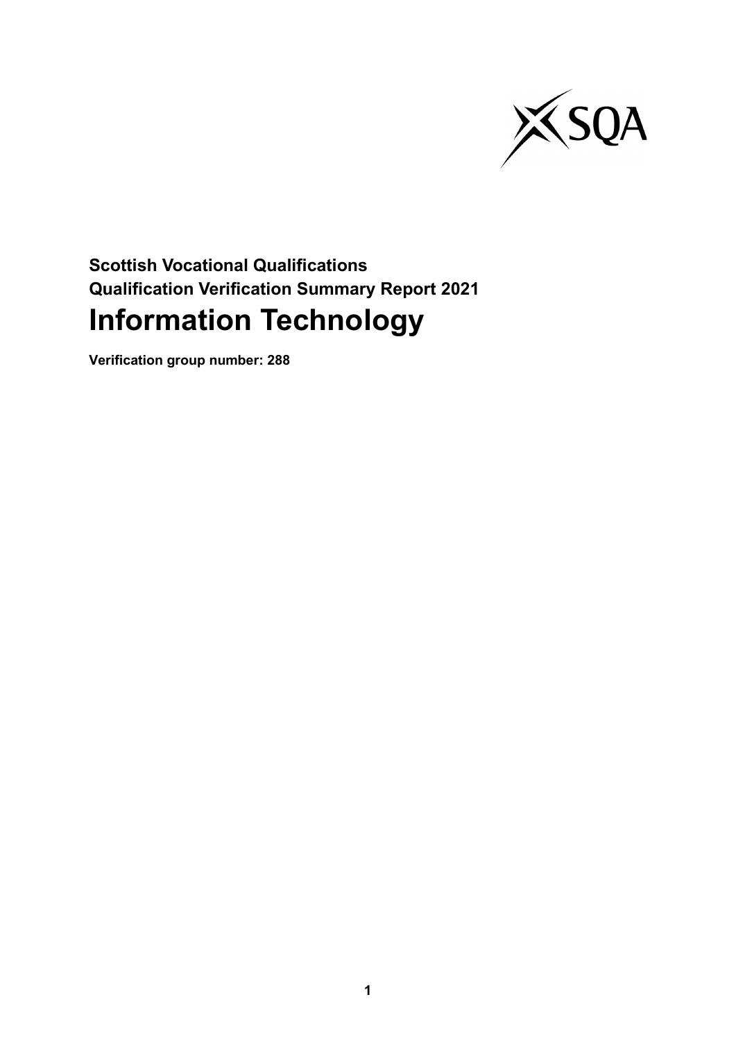**Scottish Vocational Qualifications**
**Qualification Verification Summary Report 2021**

# Information Technology

**Verification group number: 288**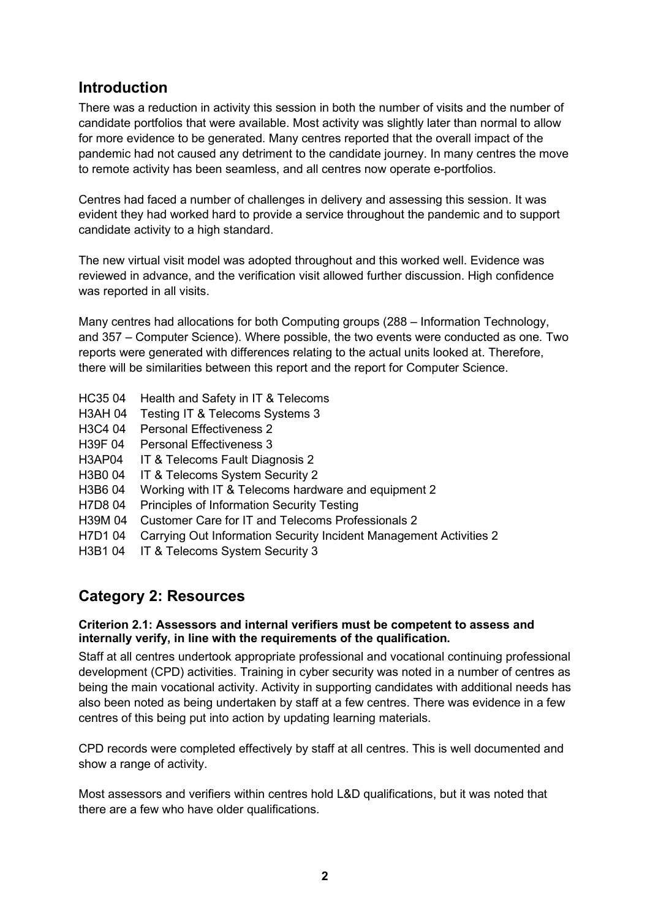## Introduction

There was a reduction in activity this session in both the number of visits and the number of candidate portfolios that were available. Most activity was slightly later than normal to allow for more evidence to be generated. Many centres reported that the overall impact of the pandemic had not caused any detriment to the candidate journey. In many centres the move to remote activity has been seamless, and all centres now operate e-portfolios.

Centres had faced a number of challenges in delivery and assessing this session. It was evident they had worked hard to provide a service throughout the pandemic and to support candidate activity to a high standard.

The new virtual visit model was adopted throughout and this worked well. Evidence was reviewed in advance, and the verification visit allowed further discussion. High confidence was reported in all visits.

Many centres had allocations for both Computing groups (288 – Information Technology, and 357 – Computer Science). Where possible, the two events were conducted as one. Two reports were generated with differences relating to the actual units looked at. Therefore, there will be similarities between this report and the report for Computer Science.

- HC35 04 Health and Safety in IT & Telecoms
- H3AH 04 Testing IT & Telecoms Systems 3
- H3C4 04 Personal Effectiveness 2
- H39F 04 Personal Effectiveness 3
- H3AP04 IT & Telecoms Fault Diagnosis 2
- H3B0 04 IT & Telecoms System Security 2
- H3B6 04 Working with IT & Telecoms hardware and equipment 2
- H7D8 04 Principles of Information Security Testing
- H39M 04 Customer Care for IT and Telecoms Professionals 2
- H7D1 04 Carrying Out Information Security Incident Management Activities 2
- H3B1 04 IT & Telecoms System Security 3

## Category 2: Resources

**Criterion 2.1: Assessors and internal verifiers must be competent to assess and internally verify, in line with the requirements of the qualification.**

Staff at all centres undertook appropriate professional and vocational continuing professional development (CPD) activities. Training in cyber security was noted in a number of centres as being the main vocational activity. Activity in supporting candidates with additional needs has also been noted as being undertaken by staff at a few centres. There was evidence in a few centres of this being put into action by updating learning materials.

CPD records were completed effectively by staff at all centres. This is well documented and show a range of activity.

Most assessors and verifiers within centres hold L&D qualifications, but it was noted that there are a few who have older qualifications.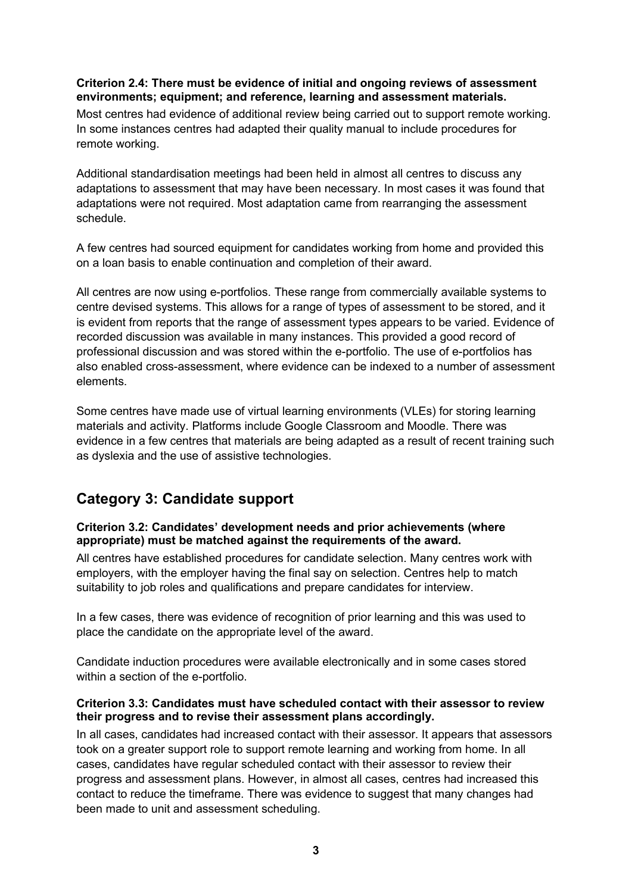**Criterion 2.4: There must be evidence of initial and ongoing reviews of assessment environments; equipment; and reference, learning and assessment materials.**

Most centres had evidence of additional review being carried out to support remote working. In some instances centres had adapted their quality manual to include procedures for remote working.

Additional standardisation meetings had been held in almost all centres to discuss any adaptations to assessment that may have been necessary. In most cases it was found that adaptations were not required. Most adaptation came from rearranging the assessment schedule.

A few centres had sourced equipment for candidates working from home and provided this on a loan basis to enable continuation and completion of their award.

All centres are now using e-portfolios. These range from commercially available systems to centre devised systems. This allows for a range of types of assessment to be stored, and it is evident from reports that the range of assessment types appears to be varied. Evidence of recorded discussion was available in many instances. This provided a good record of professional discussion and was stored within the e-portfolio. The use of e-portfolios has also enabled cross-assessment, where evidence can be indexed to a number of assessment elements.

Some centres have made use of virtual learning environments (VLEs) for storing learning materials and activity. Platforms include Google Classroom and Moodle. There was evidence in a few centres that materials are being adapted as a result of recent training such as dyslexia and the use of assistive technologies.

## Category 3: Candidate support

**Criterion 3.2: Candidates' development needs and prior achievements (where appropriate) must be matched against the requirements of the award.**

All centres have established procedures for candidate selection. Many centres work with employers, with the employer having the final say on selection. Centres help to match suitability to job roles and qualifications and prepare candidates for interview.

In a few cases, there was evidence of recognition of prior learning and this was used to place the candidate on the appropriate level of the award.

Candidate induction procedures were available electronically and in some cases stored within a section of the e-portfolio.

**Criterion 3.3: Candidates must have scheduled contact with their assessor to review their progress and to revise their assessment plans accordingly.**

In all cases, candidates had increased contact with their assessor. It appears that assessors took on a greater support role to support remote learning and working from home. In all cases, candidates have regular scheduled contact with their assessor to review their progress and assessment plans. However, in almost all cases, centres had increased this contact to reduce the timeframe. There was evidence to suggest that many changes had been made to unit and assessment scheduling.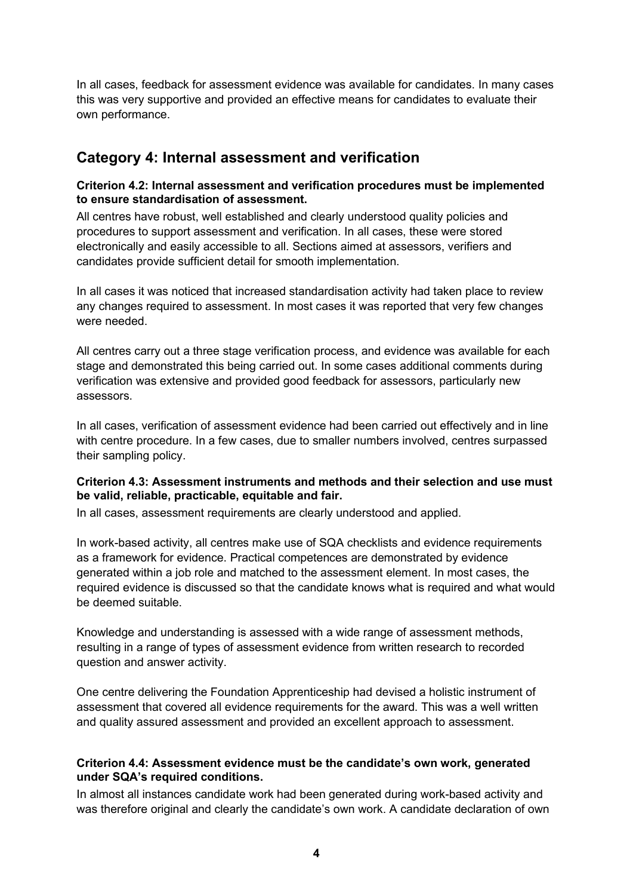In all cases, feedback for assessment evidence was available for candidates. In many cases this was very supportive and provided an effective means for candidates to evaluate their own performance.

## Category 4: Internal assessment and verification

**Criterion 4.2: Internal assessment and verification procedures must be implemented to ensure standardisation of assessment.**

All centres have robust, well established and clearly understood quality policies and procedures to support assessment and verification. In all cases, these were stored electronically and easily accessible to all. Sections aimed at assessors, verifiers and candidates provide sufficient detail for smooth implementation.

In all cases it was noticed that increased standardisation activity had taken place to review any changes required to assessment. In most cases it was reported that very few changes were needed.

All centres carry out a three stage verification process, and evidence was available for each stage and demonstrated this being carried out. In some cases additional comments during verification was extensive and provided good feedback for assessors, particularly new assessors.

In all cases, verification of assessment evidence had been carried out effectively and in line with centre procedure. In a few cases, due to smaller numbers involved, centres surpassed their sampling policy.

**Criterion 4.3: Assessment instruments and methods and their selection and use must be valid, reliable, practicable, equitable and fair.**

In all cases, assessment requirements are clearly understood and applied.

In work-based activity, all centres make use of SQA checklists and evidence requirements as a framework for evidence. Practical competences are demonstrated by evidence generated within a job role and matched to the assessment element. In most cases, the required evidence is discussed so that the candidate knows what is required and what would be deemed suitable.

Knowledge and understanding is assessed with a wide range of assessment methods, resulting in a range of types of assessment evidence from written research to recorded question and answer activity.

One centre delivering the Foundation Apprenticeship had devised a holistic instrument of assessment that covered all evidence requirements for the award. This was a well written and quality assured assessment and provided an excellent approach to assessment.

**Criterion 4.4: Assessment evidence must be the candidate's own work, generated under SQA's required conditions.**

In almost all instances candidate work had been generated during work-based activity and was therefore original and clearly the candidate's own work. A candidate declaration of own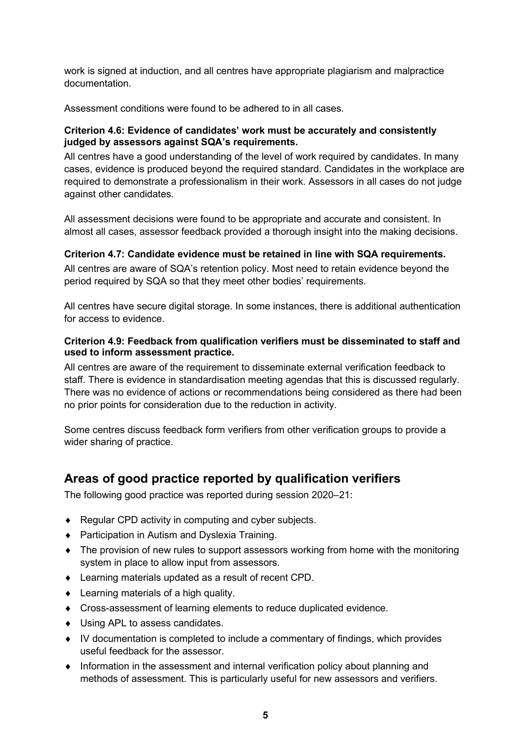work is signed at induction, and all centres have appropriate plagiarism and malpractice documentation.

Assessment conditions were found to be adhered to in all cases.

**Criterion 4.6: Evidence of candidates' work must be accurately and consistently judged by assessors against SQA's requirements.**

All centres have a good understanding of the level of work required by candidates. In many cases, evidence is produced beyond the required standard. Candidates in the workplace are required to demonstrate a professionalism in their work. Assessors in all cases do not judge against other candidates.

All assessment decisions were found to be appropriate and accurate and consistent. In almost all cases, assessor feedback provided a thorough insight into the making decisions.

**Criterion 4.7: Candidate evidence must be retained in line with SQA requirements.**

All centres are aware of SQA's retention policy. Most need to retain evidence beyond the period required by SQA so that they meet other bodies' requirements.

All centres have secure digital storage. In some instances, there is additional authentication for access to evidence.

**Criterion 4.9: Feedback from qualification verifiers must be disseminated to staff and used to inform assessment practice.**

All centres are aware of the requirement to disseminate external verification feedback to staff. There is evidence in standardisation meeting agendas that this is discussed regularly. There was no evidence of actions or recommendations being considered as there had been no prior points for consideration due to the reduction in activity.

Some centres discuss feedback form verifiers from other verification groups to provide a wider sharing of practice.

## Areas of good practice reported by qualification verifiers

The following good practice was reported during session 2020–21:

- Regular CPD activity in computing and cyber subjects.
- Participation in Autism and Dyslexia Training.
- The provision of new rules to support assessors working from home with the monitoring system in place to allow input from assessors.
- Learning materials updated as a result of recent CPD.
- Learning materials of a high quality.
- Cross-assessment of learning elements to reduce duplicated evidence.
- Using APL to assess candidates.
- IV documentation is completed to include a commentary of findings, which provides useful feedback for the assessor.
- Information in the assessment and internal verification policy about planning and methods of assessment. This is particularly useful for new assessors and verifiers.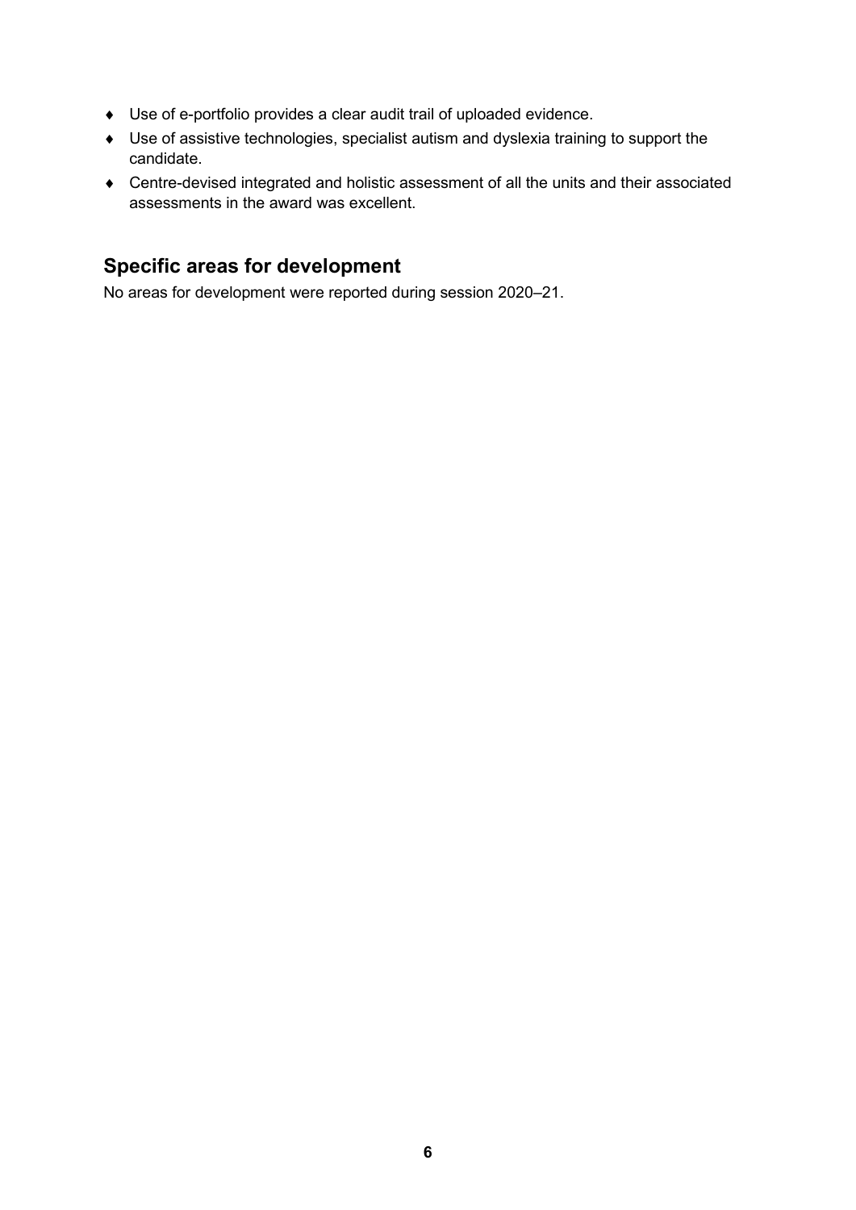- Use of e-portfolio provides a clear audit trail of uploaded evidence.
- Use of assistive technologies, specialist autism and dyslexia training to support the candidate.
- Centre-devised integrated and holistic assessment of all the units and their associated assessments in the award was excellent.

## Specific areas for development

No areas for development were reported during session 2020–21.